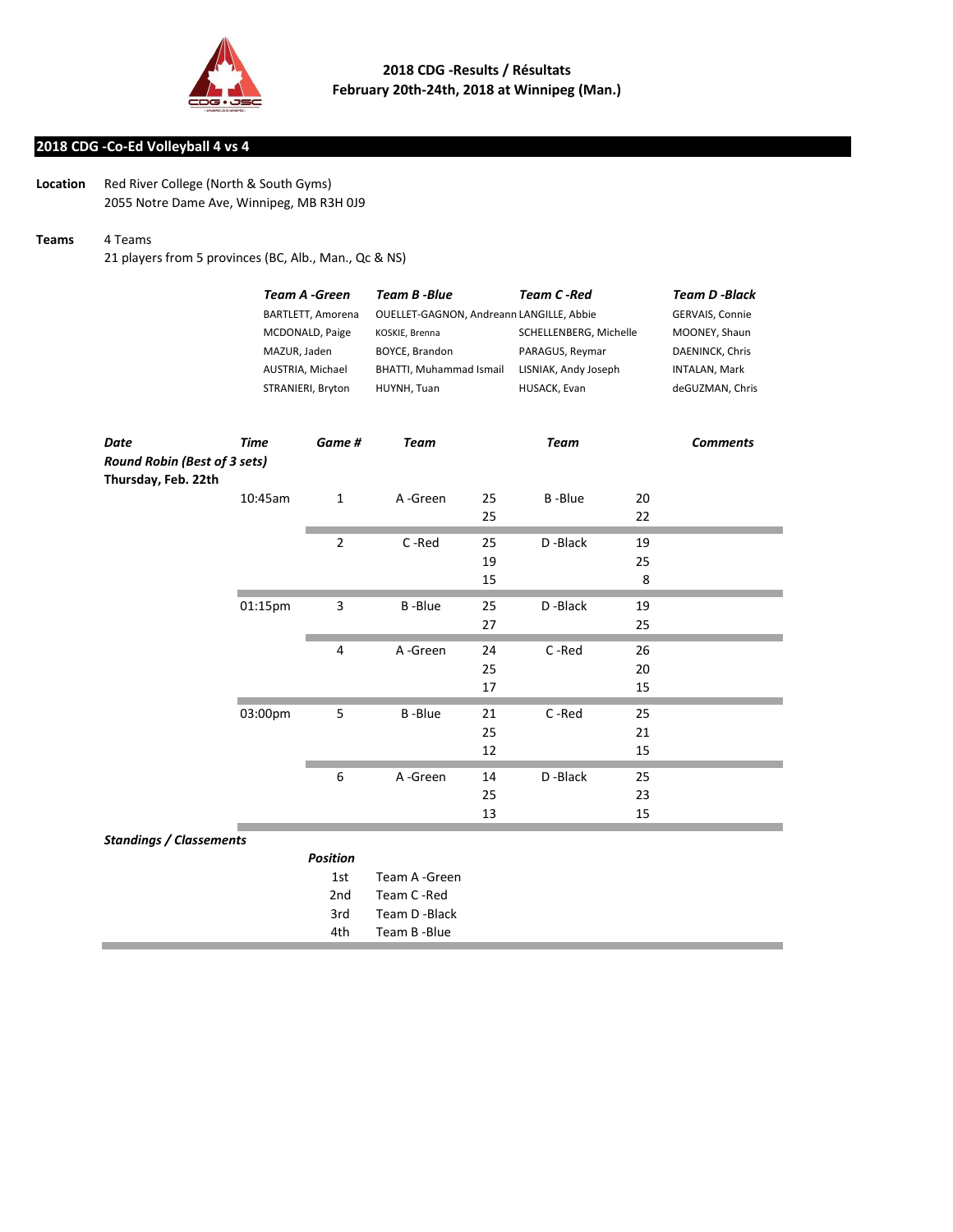**2018 CDG -Results / Résultats**
**February 20th-24th, 2018 at Winnipeg (Man.)**

## 2018 CDG -Co-Ed Volleyball 4 vs 4

**Location** Red River College (North & South Gyms)
2055 Notre Dame Ave, Winnipeg, MB R3H 0J9

**Teams** 4 Teams
21 players from 5 provinces (BC, Alb., Man., Qc & NS)

| *Team A -Green* | *Team B -Blue* | *Team C -Red* | *Team D -Black* |
|---|---|---|---|
| BARTLETT, Amorena | OUELLET-GAGNON, Andreann | LANGILLE, Abbie | GERVAIS, Connie |
| MCDONALD, Paige | KOSKIE, Brenna | SCHELLENBERG, Michelle | MOONEY, Shaun |
| MAZUR, Jaden | BOYCE, Brandon | PARAGUS, Reymar | DAENINCK, Chris |
| AUSTRIA, Michael | BHATTI, Muhammad Ismail | LISNIAK, Andy Joseph | INTALAN, Mark |
| STRANIERI, Bryton | HUYNH, Tuan | HUSACK, Evan | deGUZMAN, Chris |

| *Date* | *Time* | *Game #* | *Team* | | *Team* | | *Comments* |
|---|---|---|---|---|---|---|---|
| ***Round Robin (Best of 3 sets)*** | | | | | | | |
| **Thursday, Feb. 22th** | | | | | | | |
| | 10:45am | 1 | A -Green | 25 | B -Blue | 20 | |
| | | | | 25 | | 22 | |
| | | 2 | C -Red | 25 | D -Black | 19 | |
| | | | | 19 | | 25 | |
| | | | | 15 | | 8 | |
| | 01:15pm | 3 | B -Blue | 25 | D -Black | 19 | |
| | | | | 27 | | 25 | |
| | | 4 | A -Green | 24 | C -Red | 26 | |
| | | | | 25 | | 20 | |
| | | | | 17 | | 15 | |
| | 03:00pm | 5 | B -Blue | 21 | C -Red | 25 | |
| | | | | 25 | | 21 | |
| | | | | 12 | | 15 | |
| | | 6 | A -Green | 14 | D -Black | 25 | |
| | | | | 25 | | 23 | |
| | | | | 13 | | 15 | |

***Standings / Classements***

| ***Position*** | |
|---|---|
| 1st | Team A -Green |
| 2nd | Team C -Red |
| 3rd | Team D -Black |
| 4th | Team B -Blue |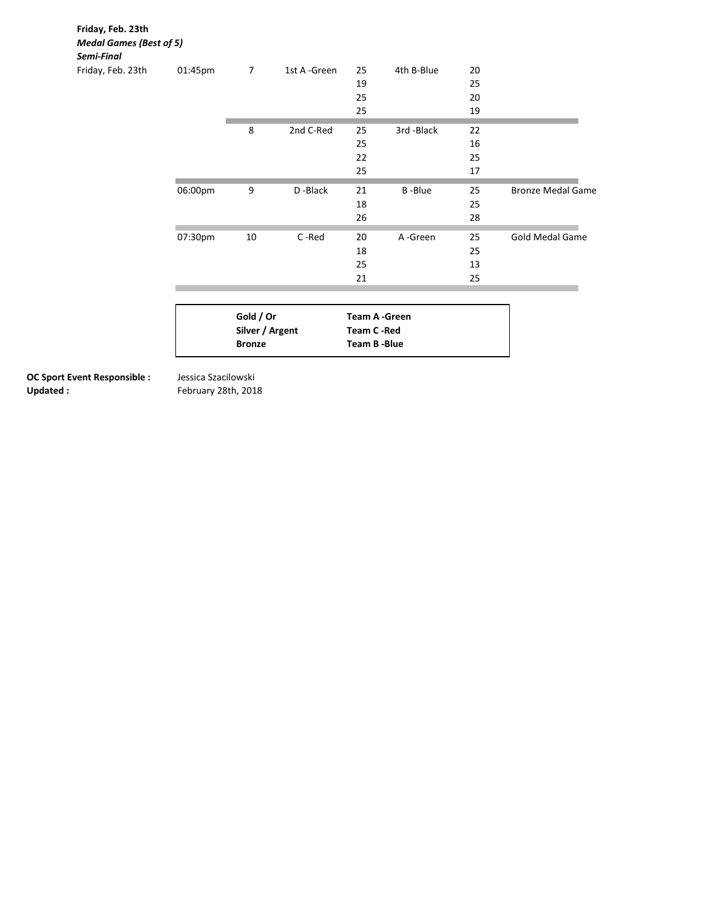**Friday, Feb. 23th**

***Medal Games (Best of 5)***

***Semi-Final***

| | | | | | | | |
|---|---|---|---|---|---|---|---|
| Friday, Feb. 23th | 01:45pm | 7 | 1st A -Green | 25 | 4th B-Blue | 20 | |
| | | | | 19 | | 25 | |
| | | | | 25 | | 20 | |
| | | | | 25 | | 19 | |
| | | 8 | 2nd C-Red | 25 | 3rd -Black | 22 | |
| | | | | 25 | | 16 | |
| | | | | 22 | | 25 | |
| | | | | 25 | | 17 | |
| | 06:00pm | 9 | D -Black | 21 | B -Blue | 25 | Bronze Medal Game |
| | | | | 18 | | 25 | |
| | | | | 26 | | 28 | |
| | 07:30pm | 10 | C -Red | 20 | A -Green | 25 | Gold Medal Game |
| | | | | 18 | | 25 | |
| | | | | 25 | | 13 | |
| | | | | 21 | | 25 | |

| | |
|---|---|
| **Gold / Or** | **Team A -Green** |
| **Silver / Argent** | **Team C -Red** |
| **Bronze** | **Team B -Blue** |

**OC Sport Event Responsible :** Jessica Szacilowski

**Updated :** February 28th, 2018